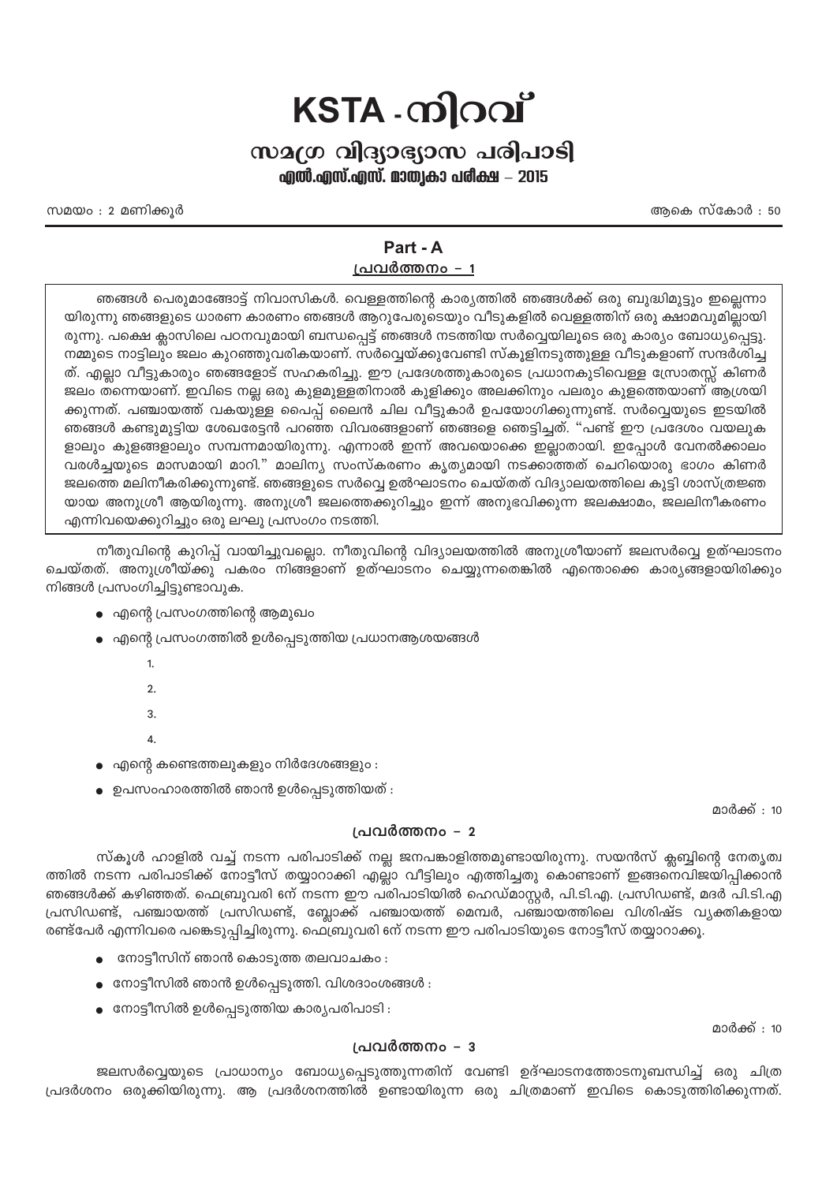# KSTA - നിറവ്

## സമഗ്ര വിദ്യാഭ്യാസ പരിപാടി

### എൽ.എസ്.എസ്. മാതൃകാ പരീക്ഷ – 2015

സമയം : 2 മണിക്കൂർ

ആകെ സ്കോർ : 50

## Part - A

### പ്രവർത്തനം – 1

ഞങ്ങൾ പെരുമാങ്ങോട്ട് നിവാസികൾ. വെള്ളത്തിന്റെ കാര്യത്തിൽ ഞങ്ങൾക്ക് ഒരു ബുദ്ധിമുട്ടും ഇല്ലെന്നായിരുന്നു ഞങ്ങളുടെ ധാരണ കാരണം ഞങ്ങൾ ആറുപേരുടെയും വീടുകളിൽ വെള്ളത്തിന് ഒരു ക്ഷാമവുമില്ലായിരുന്നു. പക്ഷെ ക്ലാസിലെ പഠനവുമായി ബന്ധപ്പെട്ട് ഞങ്ങൾ നടത്തിയ സർവ്വെയിലൂടെ ഒരു കാര്യം ബോധ്യപ്പെട്ടു. നമ്മുടെ നാട്ടിലും ജലം കുറഞ്ഞുവരികയാണ്. സർവ്വെയ്ക്കുവേണ്ടി സ്കൂളിനടുത്തുള്ള വീടുകളാണ് സന്ദർശിച്ചത്. എല്ലാ വീട്ടുകാരും ഞങ്ങളോട് സഹകരിച്ചു. ഈ പ്രദേശത്തുകാരുടെ പ്രധാനകുടിവെള്ള സ്രോതസ്സ് കിണർ ജലം തന്നെയാണ്. ഇവിടെ നല്ല ഒരു കുളമുള്ളതിനാൽ കുളിക്കും അലക്കിനും പലരും കുളത്തെയാണ് ആശ്രയിക്കുന്നത്. പഞ്ചായത്ത് വകയുള്ള പൈപ്പ് ലൈൻ ചില വീട്ടുകാർ ഉപയോഗിക്കുന്നുണ്ട്. സർവ്വെയുടെ ഇടയിൽ ഞങ്ങൾ കണ്ടുമുട്ടിയ ശേഖരേട്ടൻ പറഞ്ഞ വിവരങ്ങളാണ് ഞങ്ങളെ ഞെട്ടിച്ചത്. "പണ്ട് ഈ പ്രദേശം വയലുകളാലും കുളങ്ങളാലും സമ്പന്നമായിരുന്നു. എന്നാൽ ഇന്ന് അവയൊക്കെ ഇല്ലാതായി. ഇപ്പോൾ വേനൽക്കാലം വരൾച്ചയുടെ മാസമായി മാറി." മാലിന്യ സംസ്കരണം കൃത്യമായി നടക്കാത്തത് ചെറിയൊരു ഭാഗം കിണർ ജലത്തെ മലിനീകരിക്കുന്നുണ്ട്. ഞങ്ങളുടെ സർവ്വെ ഉൽഘാടനം ചെയ്തത് വിദ്യാലയത്തിലെ കുട്ടി ശാസ്ത്രജ്ഞയായ അനുശ്രീ ആയിരുന്നു. അനുശ്രീ ജലത്തെക്കുറിച്ചും ഇന്ന് അനുഭവിക്കുന്ന ജലക്ഷാമം, ജലലിനീകരണം എന്നിവയെക്കുറിച്ചും ഒരു ലഘു പ്രസംഗം നടത്തി.

നീതുവിന്റെ കുറിപ്പ് വായിച്ചുവല്ലൊ. നീതുവിന്റെ വിദ്യാലയത്തിൽ അനുശ്രീയാണ് ജലസർവ്വെ ഉത്ഘാടനം ചെയ്തത്. അനുശ്രീയ്ക്കു പകരം നിങ്ങളാണ് ഉത്ഘാടനം ചെയ്യുന്നതെങ്കിൽ എന്തൊക്കെ കാര്യങ്ങളായിരിക്കും നിങ്ങൾ പ്രസംഗിച്ചിട്ടുണ്ടാവുക.

- എന്റെ പ്രസംഗത്തിന്റെ ആമുഖം
- എന്റെ പ്രസംഗത്തിൽ ഉൾപ്പെടുത്തിയ പ്രധാനആശയങ്ങൾ
  1.
  2.
  3.
  4.
- എന്റെ കണ്ടെത്തലുകളും നിർദേശങ്ങളും :
- ഉപസംഹാരത്തിൽ ഞാൻ ഉൾപ്പെടുത്തിയത് :

മാർക്ക് : 10

### പ്രവർത്തനം – 2

സ്കൂൾ ഹാളിൽ വച്ച് നടന്ന പരിപാടിക്ക് നല്ല ജനപങ്കാളിത്തമുണ്ടായിരുന്നു. സയൻസ് ക്ലബ്ബിന്റെ നേതൃത്വത്തിൽ നടന്ന പരിപാടിക്ക് നോട്ടീസ് തയ്യാറാക്കി എല്ലാ വീട്ടിലും എത്തിച്ചതു കൊണ്ടാണ് ഇങ്ങനെവിജയിപ്പിക്കാൻ ഞങ്ങൾക്ക് കഴിഞ്ഞത്. ഫെബ്രുവരി 6ന് നടന്ന ഈ പരിപാടിയിൽ ഹെഡ്മാസ്റ്റർ, പി.ടി.എ. പ്രസിഡണ്ട്, മദർ പി.ടി.എ പ്രസിഡണ്ട്, പഞ്ചായത്ത് പ്രസിഡണ്ട്, ബ്ലോക്ക് പഞ്ചായത്ത് മെമ്പർ, പഞ്ചായത്തിലെ വിശിഷ്ട വ്യക്തികളായ രണ്ട്പേർ എന്നിവരെ പങ്കെടുപ്പിച്ചിരുന്നു. ഫെബ്രുവരി 6ന് നടന്ന ഈ പരിപാടിയുടെ നോട്ടീസ് തയ്യാറാക്കൂ.

- നോട്ടീസിന് ഞാൻ കൊടുത്ത തലവാചകം :
- നോട്ടീസിൽ ഞാൻ ഉൾപ്പെടുത്തി. വിശദാംശങ്ങൾ :
- നോട്ടീസിൽ ഉൾപ്പെടുത്തിയ കാര്യപരിപാടി :

മാർക്ക് : 10

### പ്രവർത്തനം – 3

ജലസർവ്വെയുടെ പ്രാധാന്യം ബോധ്യപ്പെടുത്തുന്നതിന് വേണ്ടി ഉദ്ഘാടനത്തോടനുബന്ധിച്ച് ഒരു ചിത്ര പ്രദർശനം ഒരുക്കിയിരുന്നു. ആ പ്രദർശനത്തിൽ ഉണ്ടായിരുന്ന ഒരു ചിത്രമാണ് ഇവിടെ കൊടുത്തിരിക്കുന്നത്.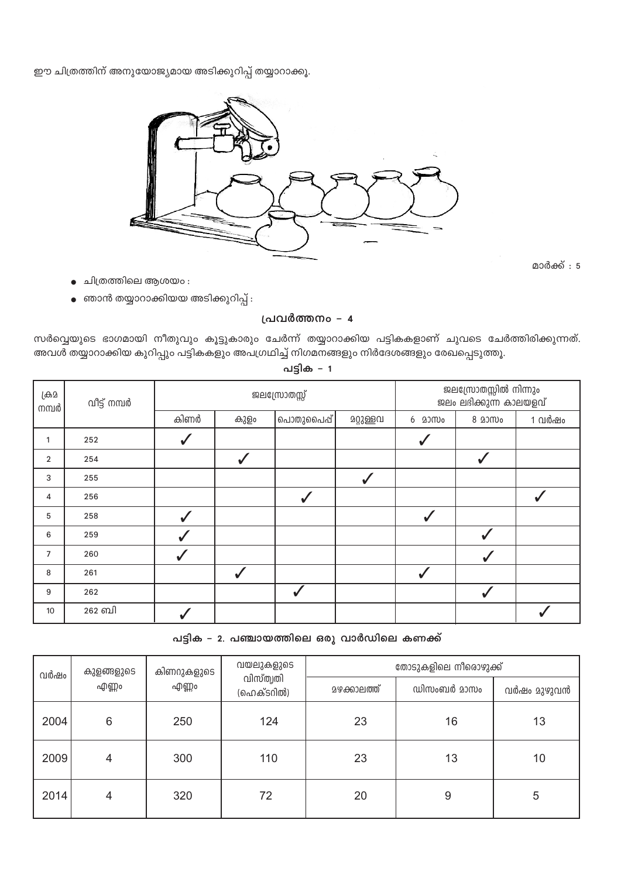ഈ ചിത്രത്തിന് അനുയോജ്യമായ അടിക്കുറിപ്പ് തയ്യാറാക്കൂ.

മാർക്ക് : 5

- ചിത്രത്തിലെ ആശയം :
- ഞാൻ തയ്യാറാക്കിയയ അടിക്കുറിപ്പ് :

## പ്രവർത്തനം - 4

സർവ്വെയുടെ ഭാഗമായി നീതുവും കൂട്ടുകാരും ചേർന്ന് തയ്യാറാക്കിയ പട്ടികകളാണ് ചുവടെ ചേർത്തിരിക്കുന്നത്. അവൾ തയ്യാറാക്കിയ കുറിപ്പും പട്ടികകളും അപഗ്രഥിച്ച് നിഗമനങ്ങളും നിർദേശങ്ങളും രേഖപ്പെടുത്തു.

**പട്ടിക - 1**

| ക്രമ നമ്പർ | വീട്ട് നമ്പർ | ജലസ്രോതസ്സ് | | | | ജലസ്രോതസ്സിൽ നിന്നും ജലം ലഭിക്കുന്ന കാലയളവ് | | |
|---|---|---|---|---|---|---|---|---|
| | | കിണർ | കുളം | പൊതുപൈപ്പ് | മറ്റുള്ളവ | 6 മാസം | 8 മാസം | 1 വർഷം |
| 1 | 252 | ✓ | | | | ✓ | | |
| 2 | 254 | | ✓ | | | | ✓ | |
| 3 | 255 | | | | ✓ | | | |
| 4 | 256 | | | ✓ | | | | ✓ |
| 5 | 258 | ✓ | | | | ✓ | | |
| 6 | 259 | ✓ | | | | | ✓ | |
| 7 | 260 | ✓ | | | | | ✓ | |
| 8 | 261 | | ✓ | | | ✓ | | |
| 9 | 262 | | | ✓ | | | ✓ | |
| 10 | 262 ബി | ✓ | | | | | | ✓ |

**പട്ടിക - 2. പഞ്ചായത്തിലെ ഒരു വാർഡിലെ കണക്ക്**

| വർഷം | കുളങ്ങളുടെ എണ്ണം | കിണറുകളുടെ എണ്ണം | വയലുകളുടെ വിസ്തൃതി (ഹെക്ടറിൽ) | തോടുകളിലെ നീരൊഴുക്ക് | | |
|---|---|---|---|---|---|---|
| | | | | മഴക്കാലത്ത് | ഡിസംബർ മാസം | വർഷം മുഴുവൻ |
| 2004 | 6 | 250 | 124 | 23 | 16 | 13 |
| 2009 | 4 | 300 | 110 | 23 | 13 | 10 |
| 2014 | 4 | 320 | 72 | 20 | 9 | 5 |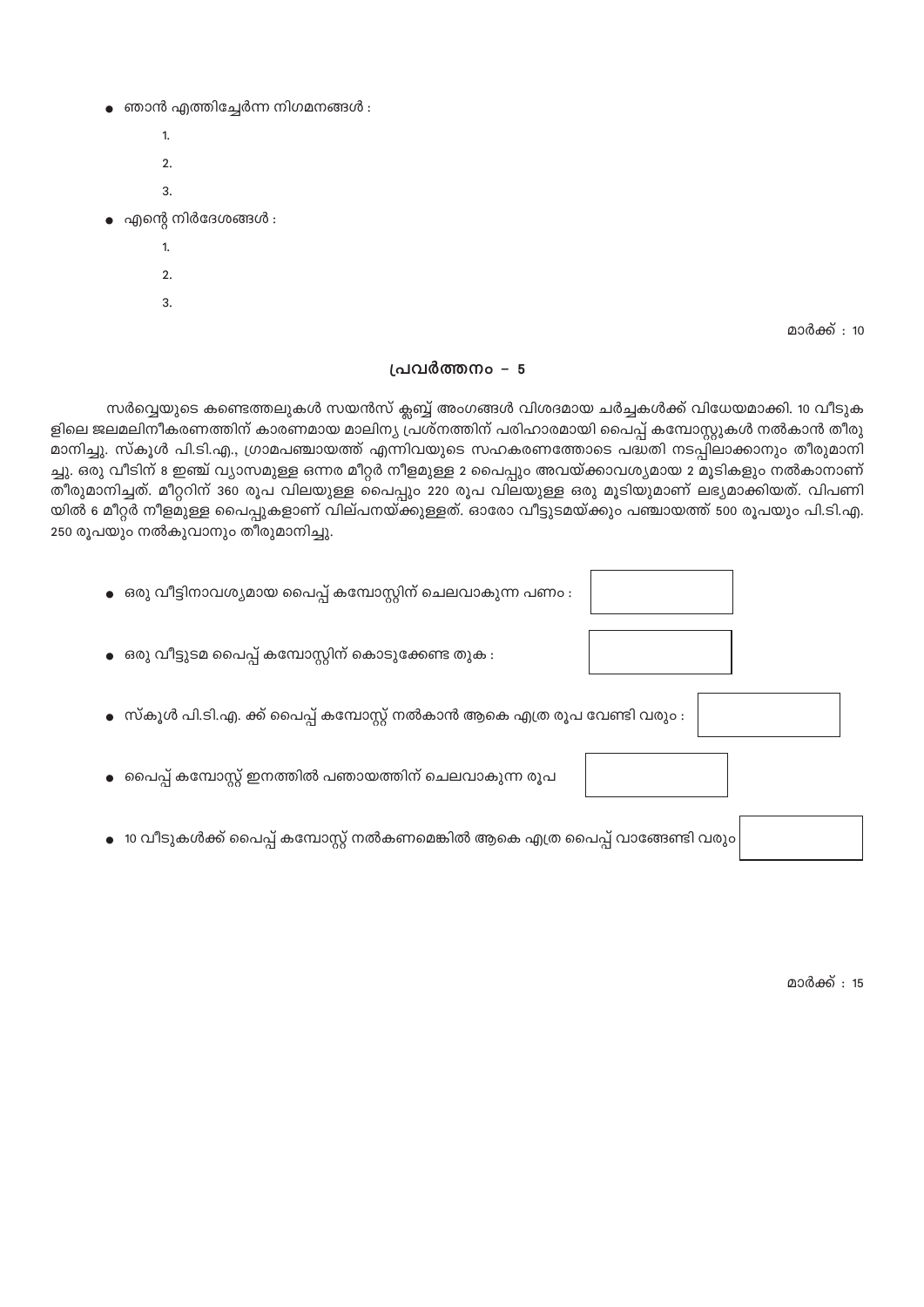- ഞാൻ എത്തിച്ചേർന്ന നിഗമനങ്ങൾ :
  1.
  2.
  3.
- എന്റെ നിർദേശങ്ങൾ :
  1.
  2.
  3.

മാർക്ക് : 10

## പ്രവർത്തനം – 5

സർവ്വെയുടെ കണ്ടെത്തലുകൾ സയൻസ് ക്ലബ്ബ് അംഗങ്ങൾ വിശദമായ ചർച്ചകൾക്ക് വിധേയമാക്കി. 10 വീടുകളിലെ ജലമലിനീകരണത്തിന് കാരണമായ മാലിന്യ പ്രശ്നത്തിന് പരിഹാരമായി പൈപ്പ് കമ്പോസ്റ്റുകൾ നൽകാൻ തീരുമാനിച്ചു. സ്കൂൾ പി.ടി.എ., ഗ്രാമപഞ്ചായത്ത് എന്നിവയുടെ സഹകരണത്തോടെ പദ്ധതി നടപ്പിലാക്കാനും തീരുമാനിച്ചു. ഒരു വീടിന് 8 ഇഞ്ച് വ്യാസമുള്ള ഒന്നര മീറ്റർ നീളമുള്ള 2 പൈപ്പും അവയ്ക്കാവശ്യമായ 2 മൂടികളും നൽകാനാണ് തീരുമാനിച്ചത്. മീറ്ററിന് 360 രൂപ വിലയുള്ള പൈപ്പും 220 രൂപ വിലയുള്ള ഒരു മൂടിയുമാണ് ലഭ്യമാക്കിയത്. വിപണിയിൽ 6 മീറ്റർ നീളമുള്ള പൈപ്പുകളാണ് വില്പനയ്ക്കുള്ളത്. ഓരോ വീട്ടുടമയ്ക്കും പഞ്ചായത്ത് 500 രൂപയും പി.ടി.എ. 250 രൂപയും നൽകുവാനും തീരുമാനിച്ചു.

- ഒരു വീട്ടിനാവശ്യമായ പൈപ്പ് കമ്പോസ്റ്റിന് ചെലവാകുന്ന പണം :
- ഒരു വീട്ടുടമ പൈപ്പ് കമ്പോസ്റ്റിന് കൊടുക്കേണ്ട തുക :
- സ്കൂൾ പി.ടി.എ. ക്ക് പൈപ്പ് കമ്പോസ്റ്റ് നൽകാൻ ആകെ എത്ര രൂപ വേണ്ടി വരും :
- പൈപ്പ് കമ്പോസ്റ്റ് ഇനത്തിൽ പഞായത്തിന് ചെലവാകുന്ന രൂപ
- 10 വീടുകൾക്ക് പൈപ്പ് കമ്പോസ്റ്റ് നൽകണമെങ്കിൽ ആകെ എത്ര പൈപ്പ് വാങ്ങേണ്ടി വരും

മാർക്ക് : 15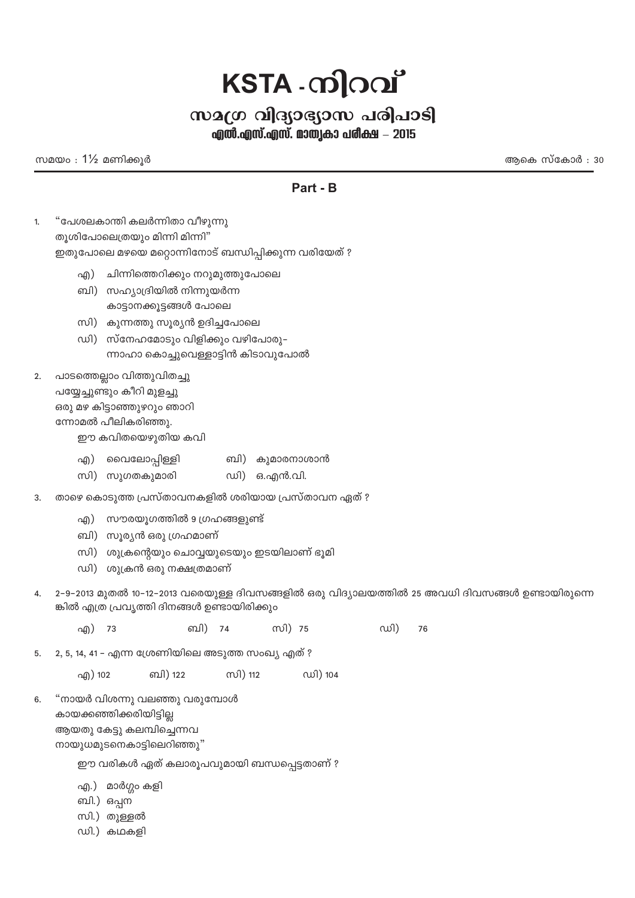# KSTA - നിറവ്

## സമഗ്ര വിദ്യാഭ്യാസ പരിപാടി

### എൽ.എസ്.എസ്. മാതൃകാ പരീക്ഷ – 2015

സമയം : 1½ മണിക്കൂർ

ആകെ സ്കോർ : 30

## Part - B

1. "പേശലകാന്തി കലർന്നിതാ വീഴുന്നു
തൂശിപോലെത്രയും മിന്നി മിന്നി"
ഇതുപോലെ മഴയെ മറ്റൊന്നിനോട് ബന്ധിപ്പിക്കുന്ന വരിയേത് ?

    എ) ചിന്നിത്തെറിക്കും നറുമുത്തുപോലെ
    ബി) സഹ്യാദ്രിയിൽ നിന്നുയർന്ന
    കാട്ടാനക്കൂട്ടങ്ങൾ പോലെ
    സി) കുന്നത്തു സൂര്യൻ ഉദിച്ചപോലെ
    ഡി) സ്നേഹമോടും വിളിക്കും വഴിപോരു-
    ന്നാഹാ കൊച്ചുവെള്ളാട്ടിൻ കിടാവുപോൽ

2. പാടത്തെല്ലാം വിത്തുവിതച്ചു
പയ്യേച്ചുണ്ടും കീറി മുളച്ചു
ഒരു മഴ കിട്ടാഞ്ഞുഴറും ഞാറി
ന്നോമൽ പീലികരിഞ്ഞു.
ഈ കവിതയെഴുതിയ കവി

    എ) വൈലോപ്പിള്ളി
    ബി) കുമാരനാശാൻ
    സി) സുഗതകുമാരി
    ഡി) ഒ.എൻ.വി.

3. താഴെ കൊടുത്ത പ്രസ്താവനകളിൽ ശരിയായ പ്രസ്താവന ഏത് ?

    എ) സൗരയൂഗത്തിൽ 9 ഗ്രഹങ്ങളുണ്ട്
    ബി) സൂര്യൻ ഒരു ഗ്രഹമാണ്
    സി) ശുക്രന്റെയും ചൊവ്വയുടെയും ഇടയിലാണ് ഭൂമി
    ഡി) ശുക്രൻ ഒരു നക്ഷത്രമാണ്

4. 2–9–2013 മുതൽ 10–12–2013 വരെയുള്ള ദിവസങ്ങളിൽ ഒരു വിദ്യാലയത്തിൽ 25 അവധി ദിവസങ്ങൾ ഉണ്ടായിരുന്നെങ്കിൽ എത്ര പ്രവൃത്തി ദിനങ്ങൾ ഉണ്ടായിരിക്കും

    എ) 73 ബി) 74 സി) 75 ഡി) 76

5. 2, 5, 14, 41 – എന്ന ശ്രേണിയിലെ അടുത്ത സംഖ്യ ഏത് ?

    എ) 102 ബി) 122 സി) 112 ഡി) 104

6. "നായർ വിശന്നു വലഞ്ഞു വരുമ്പോൾ
കായക്കഞ്ഞിക്കരിയിട്ടില്ല
ആയതു കേട്ടു കലമ്പിച്ചെന്നവ
നായുധമുടനെകാട്ടിലെറിഞ്ഞു"

    ഈ വരികൾ ഏത് കലാരൂപവുമായി ബന്ധപ്പെട്ടതാണ് ?

    എ.) മാർഗ്ഗം കളി
    ബി.) ഒപ്പന
    സി.) തുള്ളൽ
    ഡി.) കഥകളി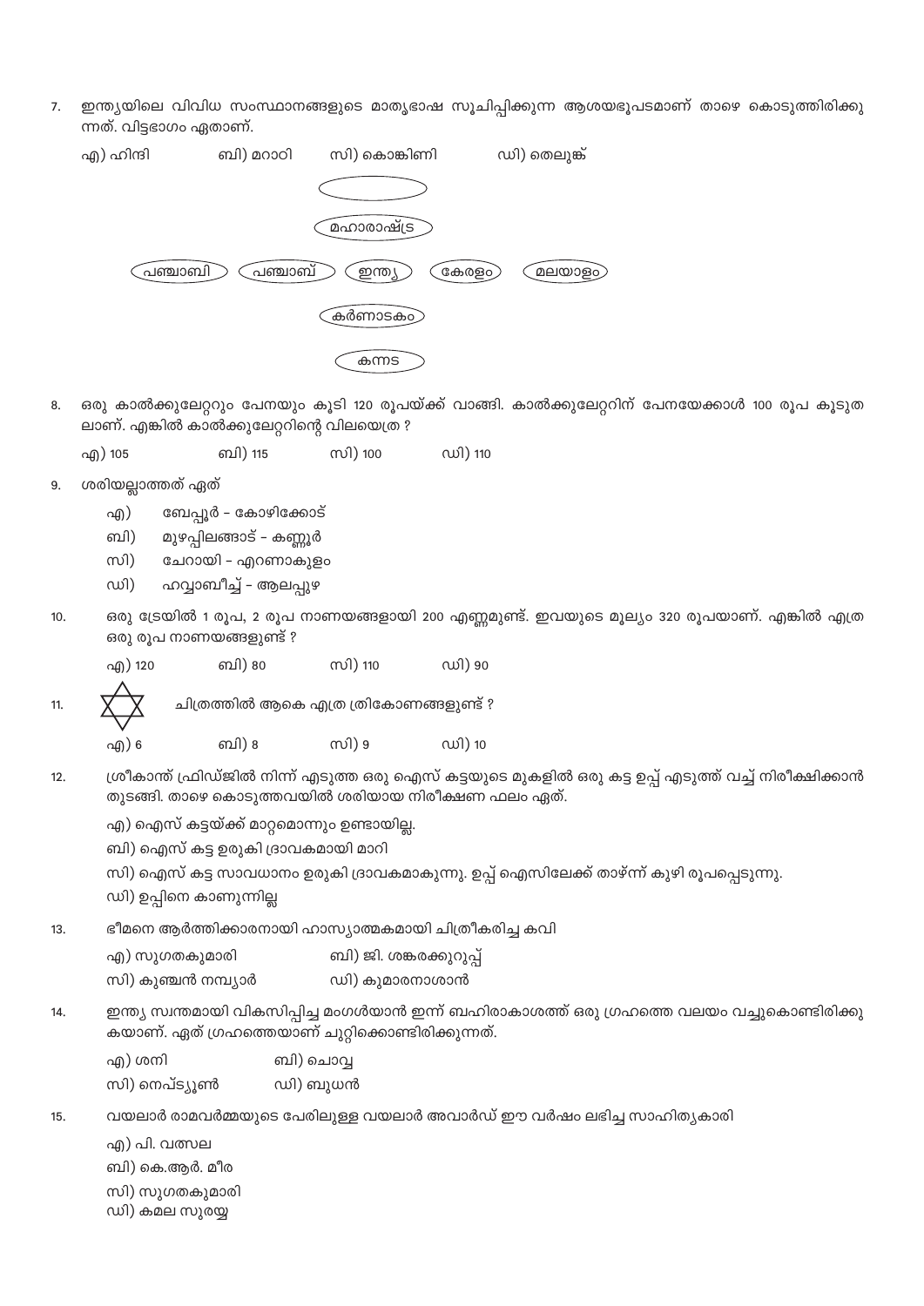7. ഇന്ത്യയിലെ വിവിധ സംസ്ഥാനങ്ങളുടെ മാതൃഭാഷ സൂചിപ്പിക്കുന്ന ആശയഭൂപടമാണ് താഴെ കൊടുത്തിരിക്കുന്നത്. വിട്ടഭാഗം ഏതാണ്.

   എ) ഹിന്ദി    ബി) മറാഠി    സി) കൊങ്കിണി    ഡി) തെലുങ്ക്

   ( )
   
   മഹാരാഷ്ട്ര

   പഞ്ചാബി    പഞ്ചാബ്    ഇന്ത്യ    കേരളം    മലയാളം

   കർണാടകം

   കന്നട

8. ഒരു കാൽക്കുലേറ്ററും പേനയും കൂടി 120 രൂപയ്ക്ക് വാങ്ങി. കാൽക്കുലേറ്ററിന് പേനയേക്കാൾ 100 രൂപ കൂടുതലാണ്. എങ്കിൽ കാൽക്കുലേറ്ററിന്റെ വിലയെത്ര ?

   എ) 105    ബി) 115    സി) 100    ഡി) 110

9. ശരിയല്ലാത്തത് ഏത്

   എ) ബേപ്പൂർ - കോഴിക്കോട്
   ബി) മുഴപ്പിലങ്ങാട് - കണ്ണൂർ
   സി) ചേറായി - എറണാകുളം
   ഡി) ഹവ്വാബീച്ച് - ആലപ്പുഴ

10. ഒരു ട്രേയിൽ 1 രൂപ, 2 രൂപ നാണയങ്ങളായി 200 എണ്ണമുണ്ട്. ഇവയുടെ മൂല്യം 320 രൂപയാണ്. എങ്കിൽ എത്ര ഒരു രൂപ നാണയങ്ങളുണ്ട് ?

    എ) 120    ബി) 80    സി) 110    ഡി) 90

11. ചിത്രത്തിൽ ആകെ എത്ര ത്രികോണങ്ങളുണ്ട് ?

    എ) 6    ബി) 8    സി) 9    ഡി) 10

12. ശ്രീകാന്ത് ഫ്രിഡ്ജിൽ നിന്ന് എടുത്ത ഒരു ഐസ് കട്ടയുടെ മുകളിൽ ഒരു കട്ട ഉപ്പ് എടുത്ത് വച്ച് നിരീക്ഷിക്കാൻ തുടങ്ങി. താഴെ കൊടുത്തവയിൽ ശരിയായ നിരീക്ഷണ ഫലം ഏത്.

    എ) ഐസ് കട്ടയ്ക്ക് മാറ്റമൊന്നും ഉണ്ടായില്ല.
    ബി) ഐസ് കട്ട ഉരുകി ദ്രാവകമായി മാറി
    സി) ഐസ് കട്ട സാവധാനം ഉരുകി ദ്രാവകമാകുന്നു. ഉപ്പ് ഐസിലേക്ക് താഴ്ന്ന് കുഴി രൂപപ്പെടുന്നു.
    ഡി) ഉപ്പിനെ കാണുന്നില്ല

13. ഭീമനെ ആർത്തിക്കാരനായി ഹാസ്യാത്മകമായി ചിത്രീകരിച്ച കവി

    എ) സുഗതകുമാരി    ബി) ജി. ശങ്കരക്കുറുപ്പ്
    സി) കുഞ്ചൻ നമ്പ്യാർ    ഡി) കുമാരനാശാൻ

14. ഇന്ത്യ സ്വന്തമായി വികസിപ്പിച്ച മംഗൾയാൻ ഇന്ന് ബഹിരാകാശത്ത് ഒരു ഗ്രഹത്തെ വലയം വച്ചുകൊണ്ടിരിക്കുകയാണ്. ഏത് ഗ്രഹത്തെയാണ് ചുറ്റിക്കൊണ്ടിരിക്കുന്നത്.

    എ) ശനി    ബി) ചൊവ്വ
    സി) നെപ്ട്യൂൺ    ഡി) ബുധൻ

15. വയലാർ രാമവർമ്മയുടെ പേരിലുള്ള വയലാർ അവാർഡ് ഈ വർഷം ലഭിച്ച സാഹിത്യകാരി

    എ) പി. വത്സല
    ബി) കെ.ആർ. മീര
    സി) സുഗതകുമാരി
    ഡി) കമല സുരയ്യ